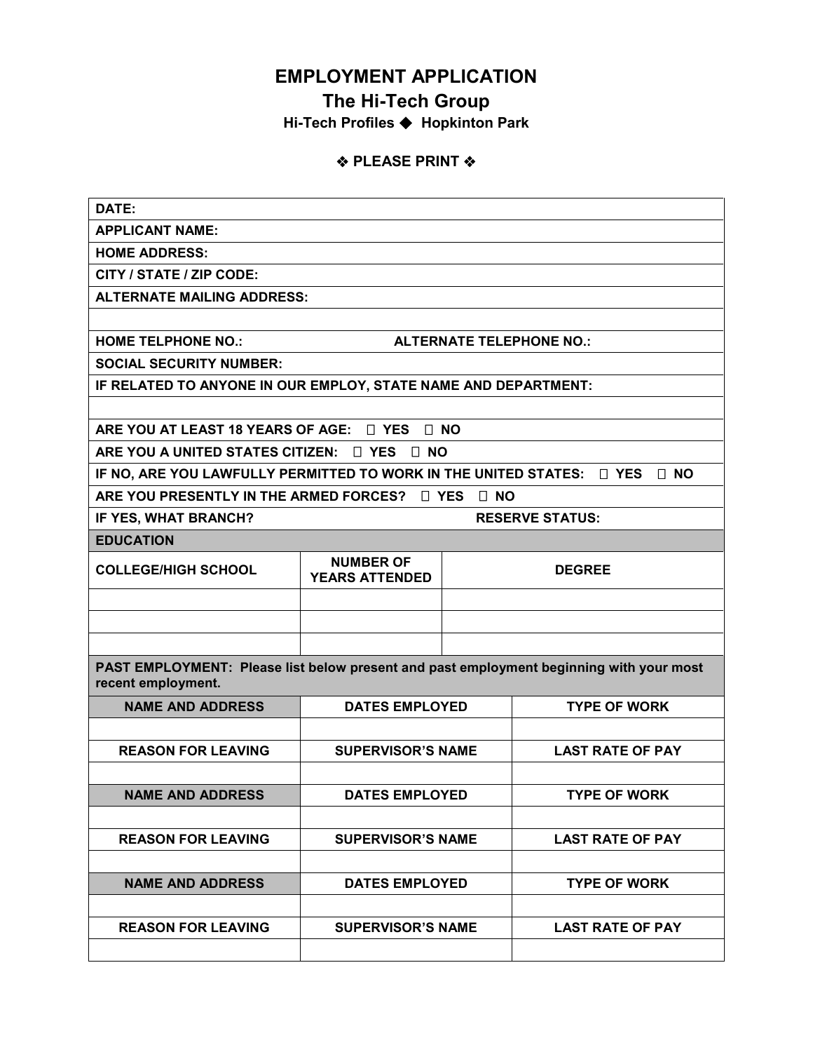# EMPLOYMENT APPLICATION

## The Hi-Tech Group

**Hi-Tech Profiles ◆ Hopkinton Park**

**❖ PLEASE PRINT ❖**

| | | |
|---|---|---|
| **DATE:** | | |
| **APPLICANT NAME:** | | |
| **HOME ADDRESS:** | | |
| **CITY / STATE / ZIP CODE:** | | |
| **ALTERNATE MAILING ADDRESS:** | | |
| | | |
| **HOME TELPHONE NO.:** | **ALTERNATE TELEPHONE NO.:** | |
| **SOCIAL SECURITY NUMBER:** | | |
| **IF RELATED TO ANYONE IN OUR EMPLOY, STATE NAME AND DEPARTMENT:** | | |
| | | |
| **ARE YOU AT LEAST 18 YEARS OF AGE: ☐ YES ☐ NO** | | |
| **ARE YOU A UNITED STATES CITIZEN: ☐ YES ☐ NO** | | |
| **IF NO, ARE YOU LAWFULLY PERMITTED TO WORK IN THE UNITED STATES: ☐ YES ☐ NO** | | |
| **ARE YOU PRESENTLY IN THE ARMED FORCES? ☐ YES ☐ NO** | | |
| **IF YES, WHAT BRANCH?** | **RESERVE STATUS:** | |

| **EDUCATION** | | |
|---|---|---|
| **COLLEGE/HIGH SCHOOL** | **NUMBER OF YEARS ATTENDED** | **DEGREE** |
| | | |
| | | |
| | | |

**PAST EMPLOYMENT: Please list below present and past employment beginning with your most recent employment.**

| **NAME AND ADDRESS** | **DATES EMPLOYED** | **TYPE OF WORK** |
|---|---|---|
| | | |
| **REASON FOR LEAVING** | **SUPERVISOR'S NAME** | **LAST RATE OF PAY** |
| | | |
| **NAME AND ADDRESS** | **DATES EMPLOYED** | **TYPE OF WORK** |
| | | |
| **REASON FOR LEAVING** | **SUPERVISOR'S NAME** | **LAST RATE OF PAY** |
| | | |
| **NAME AND ADDRESS** | **DATES EMPLOYED** | **TYPE OF WORK** |
| | | |
| **REASON FOR LEAVING** | **SUPERVISOR'S NAME** | **LAST RATE OF PAY** |
| | | |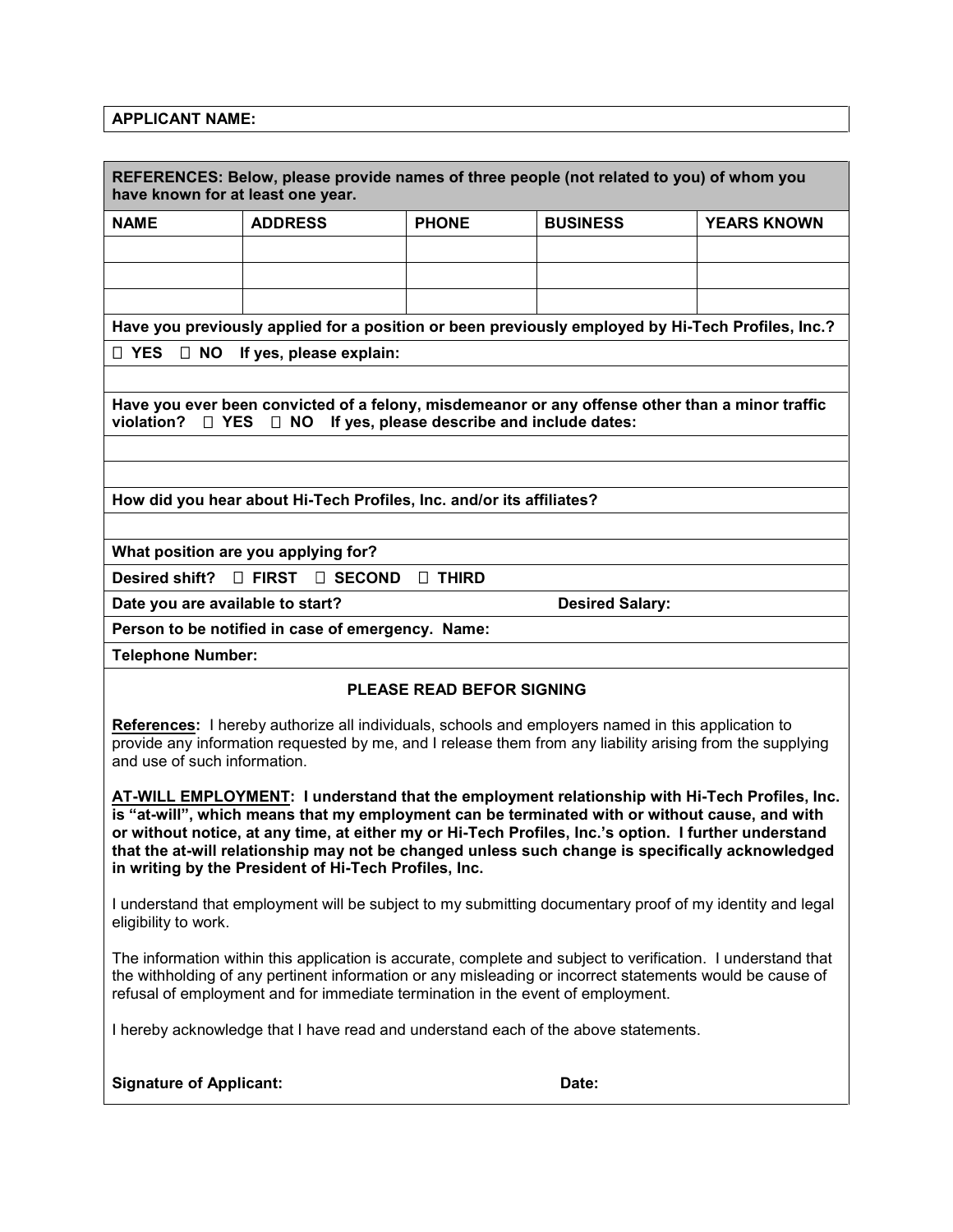**APPLICANT NAME:**

**REFERENCES: Below, please provide names of three people (not related to you) of whom you have known for at least one year.**

| NAME | ADDRESS | PHONE | BUSINESS | YEARS KNOWN |
|---|---|---|---|---|
| | | | | |
| | | | | |
| | | | | |

**Have you previously applied for a position or been previously employed by Hi-Tech Profiles, Inc.?**

**☐ YES ☐ NO If yes, please explain:**

**Have you ever been convicted of a felony, misdemeanor or any offense other than a minor traffic violation? ☐ YES ☐ NO If yes, please describe and include dates:**

**How did you hear about Hi-Tech Profiles, Inc. and/or its affiliates?**

**What position are you applying for?**

**Desired shift? ☐ FIRST ☐ SECOND ☐ THIRD**

**Date you are available to start?** **Desired Salary:**

**Person to be notified in case of emergency. Name:**

**Telephone Number:**

**PLEASE READ BEFOR SIGNING**

**References:** I hereby authorize all individuals, schools and employers named in this application to provide any information requested by me, and I release them from any liability arising from the supplying and use of such information.

**AT-WILL EMPLOYMENT: I understand that the employment relationship with Hi-Tech Profiles, Inc. is "at-will", which means that my employment can be terminated with or without cause, and with or without notice, at any time, at either my or Hi-Tech Profiles, Inc.'s option. I further understand that the at-will relationship may not be changed unless such change is specifically acknowledged in writing by the President of Hi-Tech Profiles, Inc.**

I understand that employment will be subject to my submitting documentary proof of my identity and legal eligibility to work.

The information within this application is accurate, complete and subject to verification. I understand that the withholding of any pertinent information or any misleading or incorrect statements would be cause of refusal of employment and for immediate termination in the event of employment.

I hereby acknowledge that I have read and understand each of the above statements.

**Signature of Applicant:** **Date:**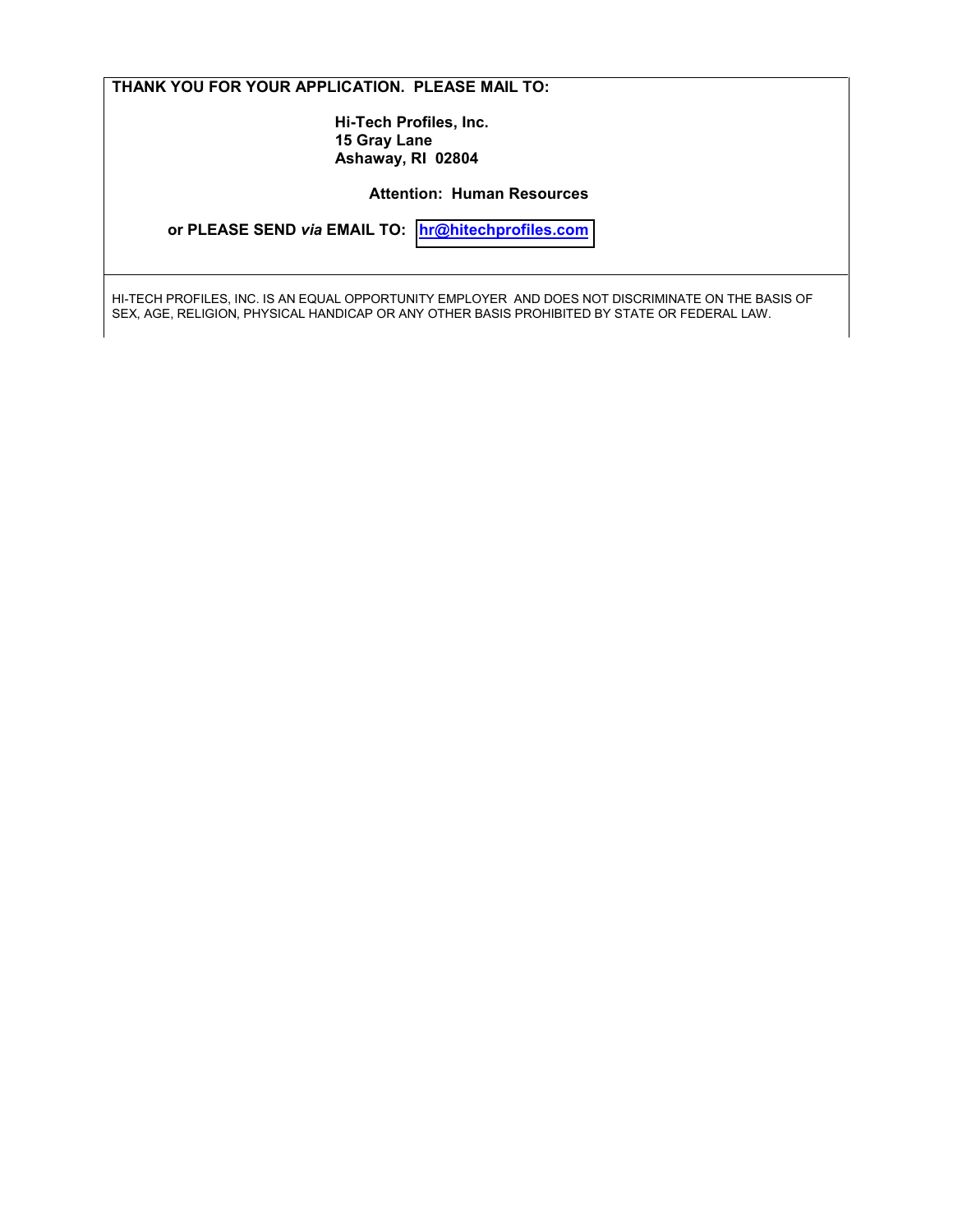**THANK YOU FOR YOUR APPLICATION. PLEASE MAIL TO:**

**Hi-Tech Profiles, Inc.**
**15 Gray Lane**
**Ashaway, RI 02804**

**Attention: Human Resources**

**or PLEASE SEND *via* EMAIL TO:** **hr@hitechprofiles.com**

HI-TECH PROFILES, INC. IS AN EQUAL OPPORTUNITY EMPLOYER AND DOES NOT DISCRIMINATE ON THE BASIS OF SEX, AGE, RELIGION, PHYSICAL HANDICAP OR ANY OTHER BASIS PROHIBITED BY STATE OR FEDERAL LAW.